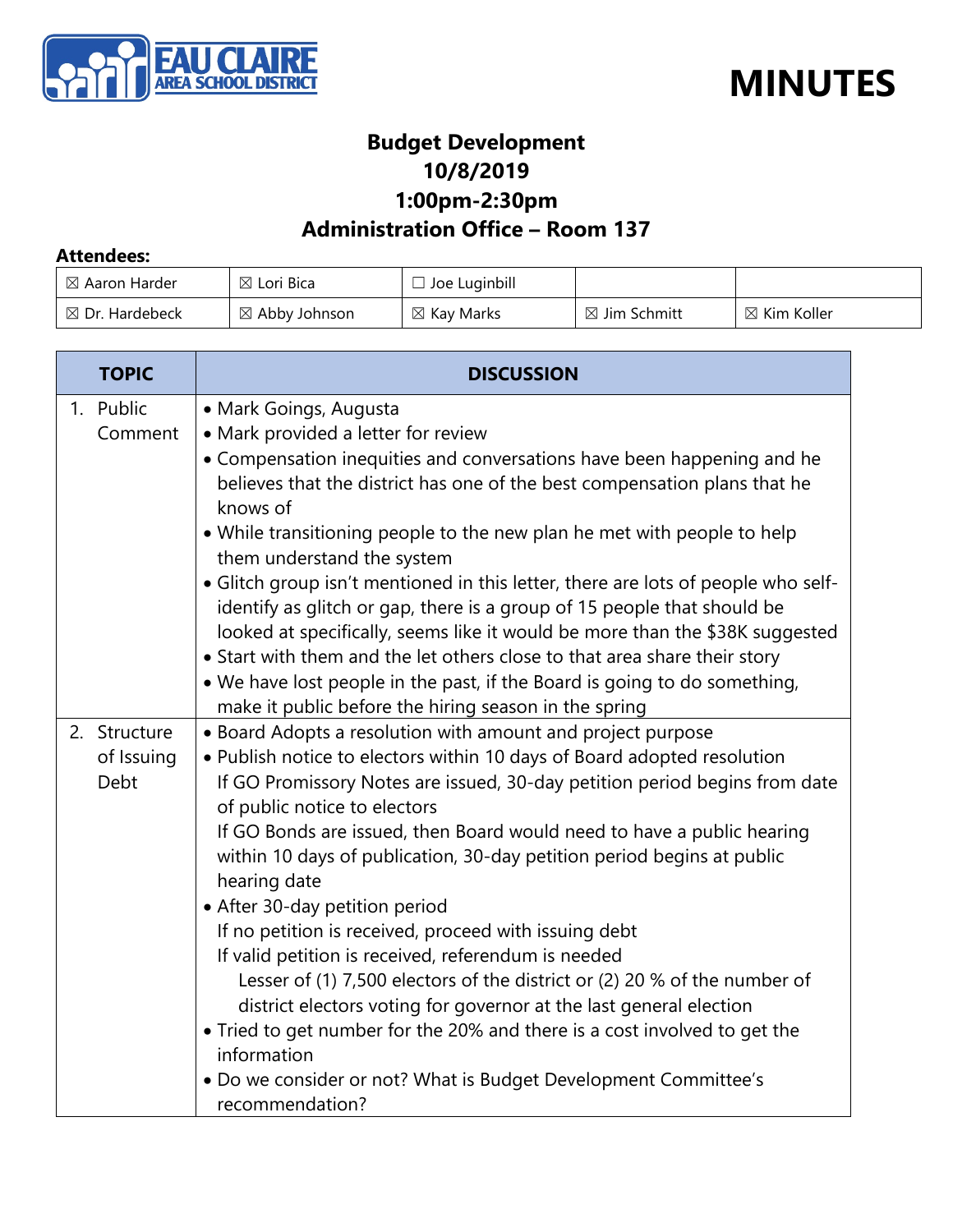# MINUTES

## Budget Development
## 10/8/2019
## 1:00pm-2:30pm
## Administration Office – Room 137

**Attendees:**

| | | | | |
|---|---|---|---|---|
| ☒ Aaron Harder | ☒ Lori Bica | ☐ Joe Luginbill | | |
| ☒ Dr. Hardebeck | ☒ Abby Johnson | ☒ Kay Marks | ☒ Jim Schmitt | ☒ Kim Koller |

| TOPIC | DISCUSSION |
|---|---|
| 1. Public Comment | • Mark Goings, Augusta<br>• Mark provided a letter for review<br>• Compensation inequities and conversations have been happening and he believes that the district has one of the best compensation plans that he knows of<br>• While transitioning people to the new plan he met with people to help them understand the system<br>• Glitch group isn't mentioned in this letter, there are lots of people who self-identify as glitch or gap, there is a group of 15 people that should be looked at specifically, seems like it would be more than the $38K suggested<br>• Start with them and the let others close to that area share their story<br>• We have lost people in the past, if the Board is going to do something, make it public before the hiring season in the spring |
| 2. Structure of Issuing Debt | • Board Adopts a resolution with amount and project purpose<br>• Publish notice to electors within 10 days of Board adopted resolution<br>If GO Promissory Notes are issued, 30-day petition period begins from date of public notice to electors<br>If GO Bonds are issued, then Board would need to have a public hearing within 10 days of publication, 30-day petition period begins at public hearing date<br>• After 30-day petition period<br>If no petition is received, proceed with issuing debt<br>If valid petition is received, referendum is needed<br>Lesser of (1) 7,500 electors of the district or (2) 20 % of the number of district electors voting for governor at the last general election<br>• Tried to get number for the 20% and there is a cost involved to get the information<br>• Do we consider or not? What is Budget Development Committee's recommendation? |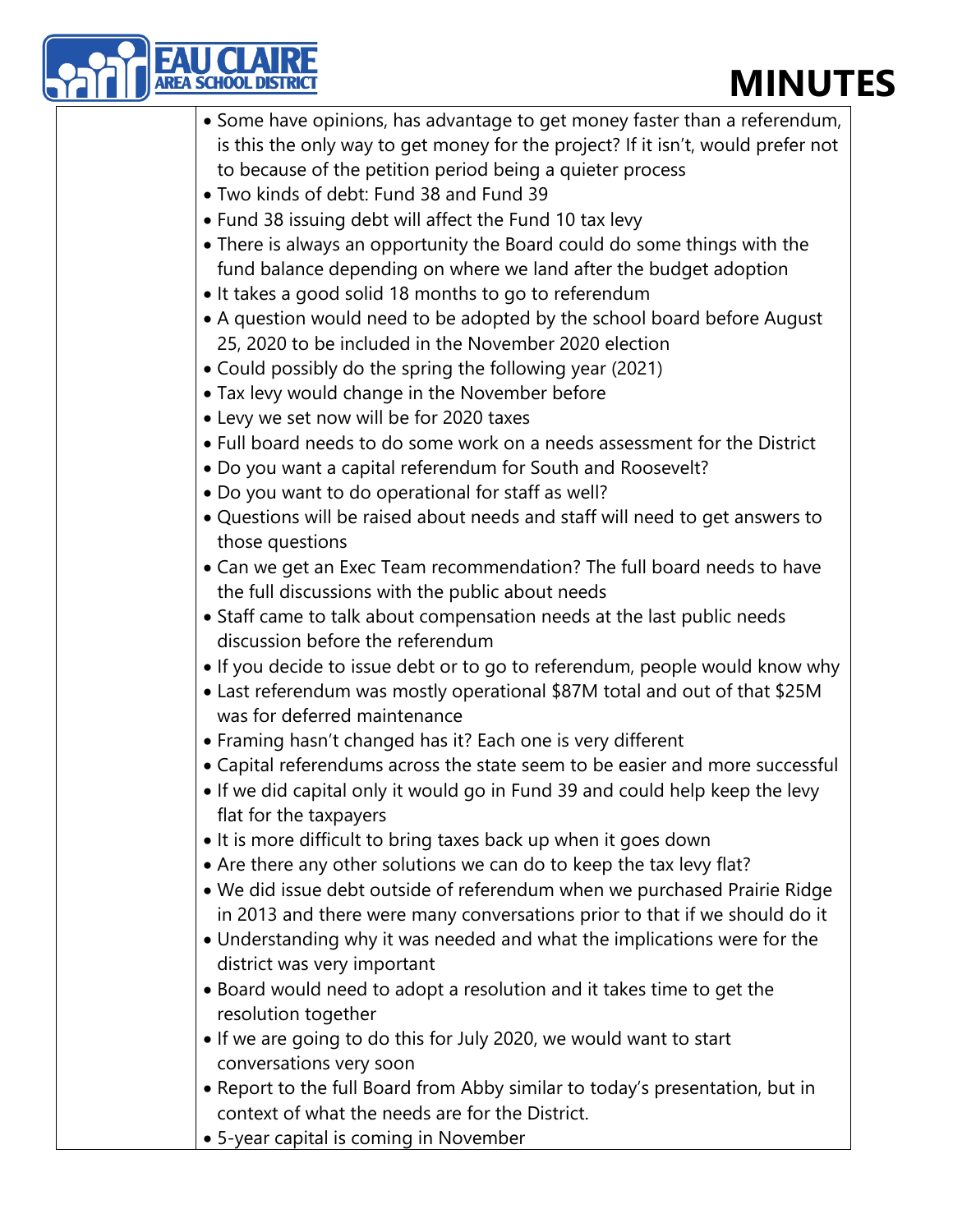| | |
|---|---|
| | • Some have opinions, has advantage to get money faster than a referendum, is this the only way to get money for the project? If it isn't, would prefer not to because of the petition period being a quieter process<br>• Two kinds of debt: Fund 38 and Fund 39<br>• Fund 38 issuing debt will affect the Fund 10 tax levy<br>• There is always an opportunity the Board could do some things with the fund balance depending on where we land after the budget adoption<br>• It takes a good solid 18 months to go to referendum<br>• A question would need to be adopted by the school board before August 25, 2020 to be included in the November 2020 election<br>• Could possibly do the spring the following year (2021)<br>• Tax levy would change in the November before<br>• Levy we set now will be for 2020 taxes<br>• Full board needs to do some work on a needs assessment for the District<br>• Do you want a capital referendum for South and Roosevelt?<br>• Do you want to do operational for staff as well?<br>• Questions will be raised about needs and staff will need to get answers to those questions<br>• Can we get an Exec Team recommendation? The full board needs to have the full discussions with the public about needs<br>• Staff came to talk about compensation needs at the last public needs discussion before the referendum<br>• If you decide to issue debt or to go to referendum, people would know why<br>• Last referendum was mostly operational $87M total and out of that $25M was for deferred maintenance<br>• Framing hasn't changed has it? Each one is very different<br>• Capital referendums across the state seem to be easier and more successful<br>• If we did capital only it would go in Fund 39 and could help keep the levy flat for the taxpayers<br>• It is more difficult to bring taxes back up when it goes down<br>• Are there any other solutions we can do to keep the tax levy flat?<br>• We did issue debt outside of referendum when we purchased Prairie Ridge in 2013 and there were many conversations prior to that if we should do it<br>• Understanding why it was needed and what the implications were for the district was very important<br>• Board would need to adopt a resolution and it takes time to get the resolution together<br>• If we are going to do this for July 2020, we would want to start conversations very soon<br>• Report to the full Board from Abby similar to today's presentation, but in context of what the needs are for the District.<br>• 5-year capital is coming in November |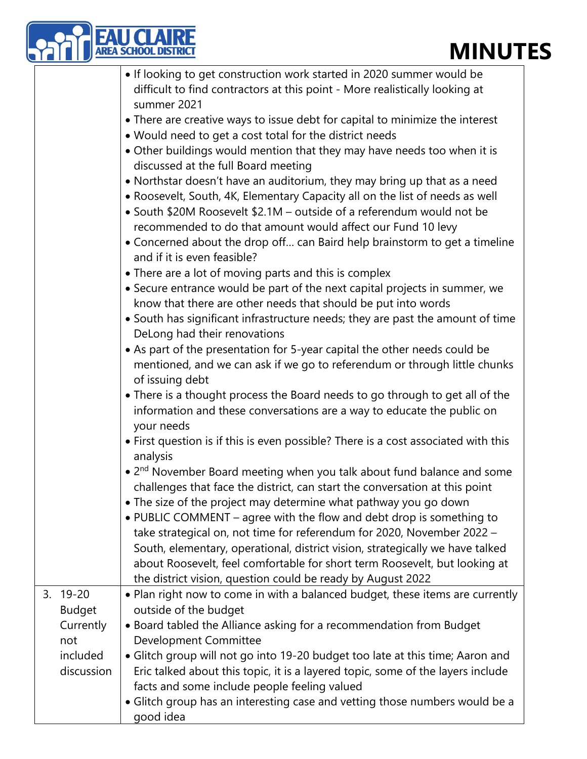| | |
|---|---|
| | • If looking to get construction work started in 2020 summer would be difficult to find contractors at this point - More realistically looking at summer 2021<br>• There are creative ways to issue debt for capital to minimize the interest<br>• Would need to get a cost total for the district needs<br>• Other buildings would mention that they may have needs too when it is discussed at the full Board meeting<br>• Northstar doesn't have an auditorium, they may bring up that as a need<br>• Roosevelt, South, 4K, Elementary Capacity all on the list of needs as well<br>• South \$20M Roosevelt \$2.1M – outside of a referendum would not be recommended to do that amount would affect our Fund 10 levy<br>• Concerned about the drop off… can Baird help brainstorm to get a timeline and if it is even feasible?<br>• There are a lot of moving parts and this is complex<br>• Secure entrance would be part of the next capital projects in summer, we know that there are other needs that should be put into words<br>• South has significant infrastructure needs; they are past the amount of time DeLong had their renovations<br>• As part of the presentation for 5-year capital the other needs could be mentioned, and we can ask if we go to referendum or through little chunks of issuing debt<br>• There is a thought process the Board needs to go through to get all of the information and these conversations are a way to educate the public on your needs<br>• First question is if this is even possible? There is a cost associated with this analysis<br>• 2nd November Board meeting when you talk about fund balance and some challenges that face the district, can start the conversation at this point<br>• The size of the project may determine what pathway you go down<br>• PUBLIC COMMENT – agree with the flow and debt drop is something to take strategical on, not time for referendum for 2020, November 2022 – South, elementary, operational, district vision, strategically we have talked about Roosevelt, feel comfortable for short term Roosevelt, but looking at the district vision, question could be ready by August 2022 |
| 3. 19-20 Budget Currently not included discussion | • Plan right now to come in with a balanced budget, these items are currently outside of the budget<br>• Board tabled the Alliance asking for a recommendation from Budget Development Committee<br>• Glitch group will not go into 19-20 budget too late at this time; Aaron and Eric talked about this topic, it is a layered topic, some of the layers include facts and some include people feeling valued<br>• Glitch group has an interesting case and vetting those numbers would be a good idea |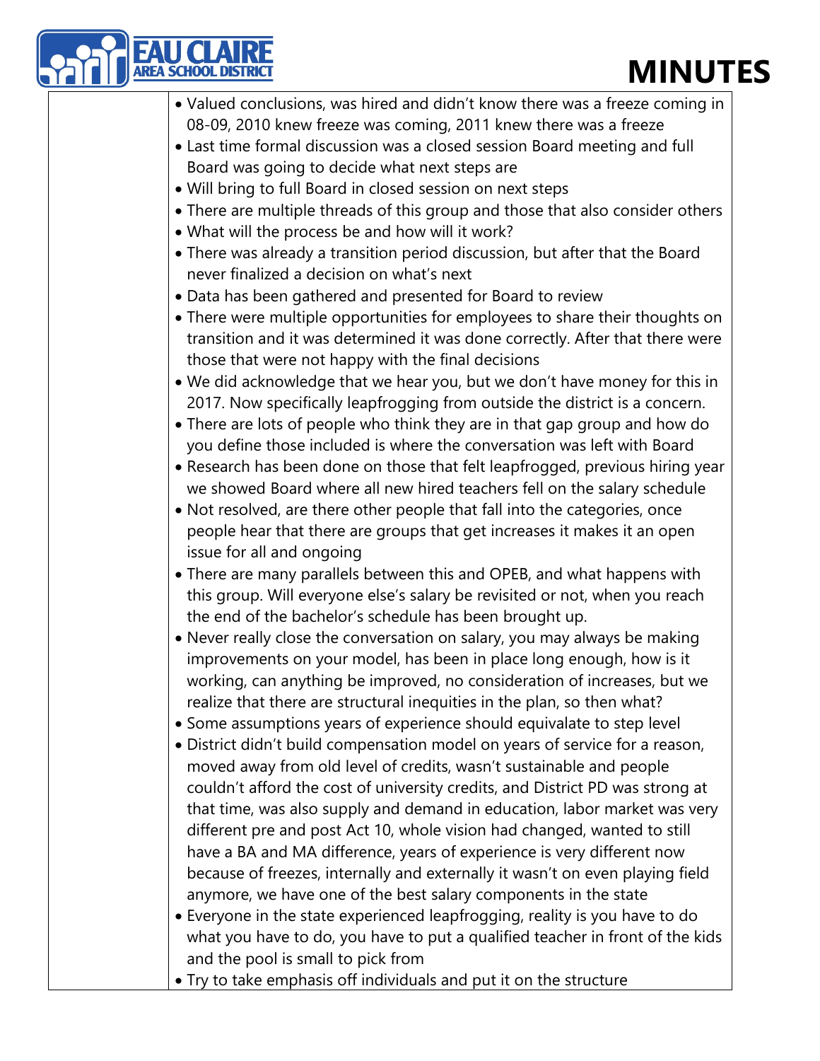- Valued conclusions, was hired and didn't know there was a freeze coming in 08-09, 2010 knew freeze was coming, 2011 knew there was a freeze
- Last time formal discussion was a closed session Board meeting and full Board was going to decide what next steps are
- Will bring to full Board in closed session on next steps
- There are multiple threads of this group and those that also consider others
- What will the process be and how will it work?
- There was already a transition period discussion, but after that the Board never finalized a decision on what's next
- Data has been gathered and presented for Board to review
- There were multiple opportunities for employees to share their thoughts on transition and it was determined it was done correctly. After that there were those that were not happy with the final decisions
- We did acknowledge that we hear you, but we don't have money for this in 2017. Now specifically leapfrogging from outside the district is a concern.
- There are lots of people who think they are in that gap group and how do you define those included is where the conversation was left with Board
- Research has been done on those that felt leapfrogged, previous hiring year we showed Board where all new hired teachers fell on the salary schedule
- Not resolved, are there other people that fall into the categories, once people hear that there are groups that get increases it makes it an open issue for all and ongoing
- There are many parallels between this and OPEB, and what happens with this group. Will everyone else's salary be revisited or not, when you reach the end of the bachelor's schedule has been brought up.
- Never really close the conversation on salary, you may always be making improvements on your model, has been in place long enough, how is it working, can anything be improved, no consideration of increases, but we realize that there are structural inequities in the plan, so then what?
- Some assumptions years of experience should equivalate to step level
- District didn't build compensation model on years of service for a reason, moved away from old level of credits, wasn't sustainable and people couldn't afford the cost of university credits, and District PD was strong at that time, was also supply and demand in education, labor market was very different pre and post Act 10, whole vision had changed, wanted to still have a BA and MA difference, years of experience is very different now because of freezes, internally and externally it wasn't on even playing field anymore, we have one of the best salary components in the state
- Everyone in the state experienced leapfrogging, reality is you have to do what you have to do, you have to put a qualified teacher in front of the kids and the pool is small to pick from
- Try to take emphasis off individuals and put it on the structure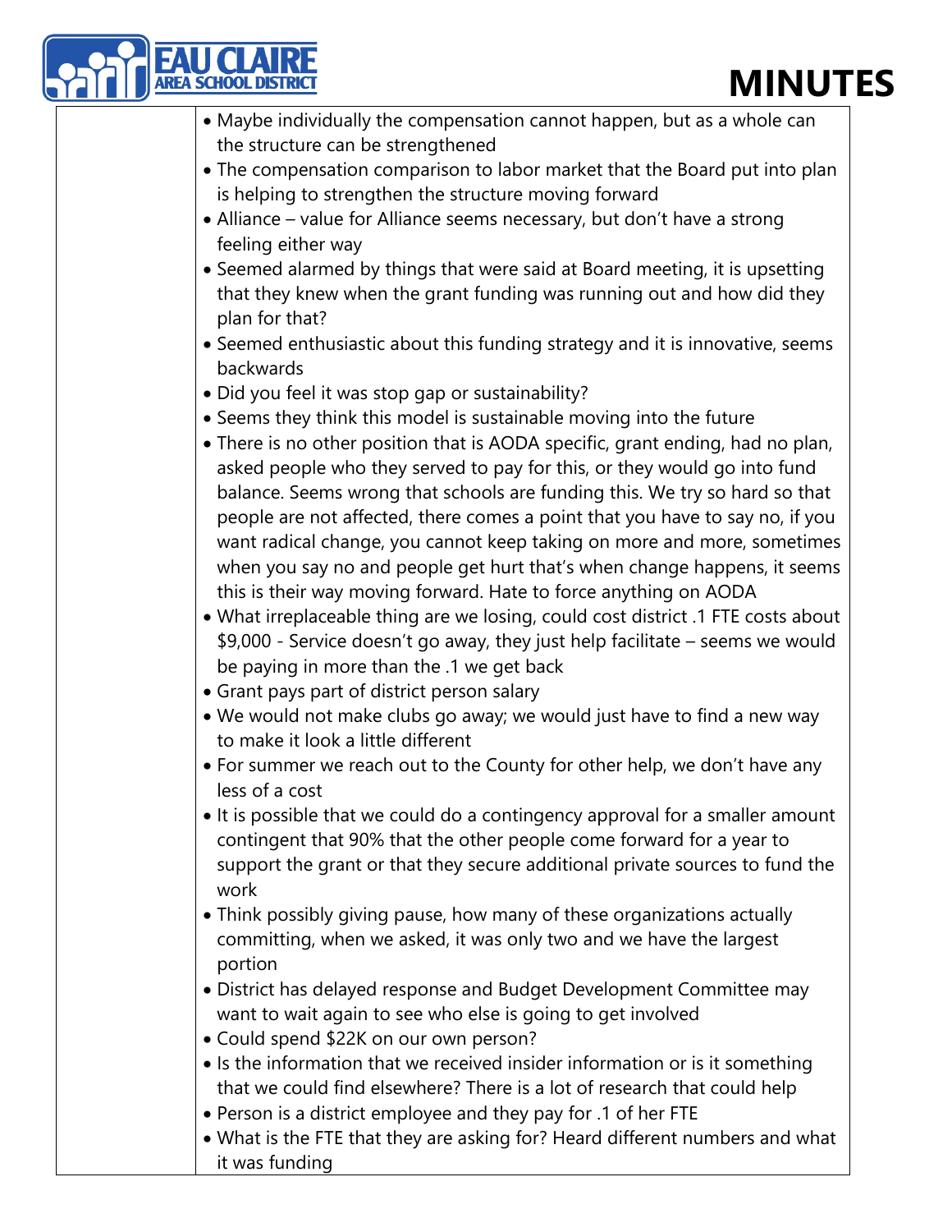- Maybe individually the compensation cannot happen, but as a whole can the structure can be strengthened
- The compensation comparison to labor market that the Board put into plan is helping to strengthen the structure moving forward
- Alliance – value for Alliance seems necessary, but don't have a strong feeling either way
- Seemed alarmed by things that were said at Board meeting, it is upsetting that they knew when the grant funding was running out and how did they plan for that?
- Seemed enthusiastic about this funding strategy and it is innovative, seems backwards
- Did you feel it was stop gap or sustainability?
- Seems they think this model is sustainable moving into the future
- There is no other position that is AODA specific, grant ending, had no plan, asked people who they served to pay for this, or they would go into fund balance. Seems wrong that schools are funding this. We try so hard so that people are not affected, there comes a point that you have to say no, if you want radical change, you cannot keep taking on more and more, sometimes when you say no and people get hurt that's when change happens, it seems this is their way moving forward. Hate to force anything on AODA
- What irreplaceable thing are we losing, could cost district .1 FTE costs about $9,000 - Service doesn't go away, they just help facilitate – seems we would be paying in more than the .1 we get back
- Grant pays part of district person salary
- We would not make clubs go away; we would just have to find a new way to make it look a little different
- For summer we reach out to the County for other help, we don't have any less of a cost
- It is possible that we could do a contingency approval for a smaller amount contingent that 90% that the other people come forward for a year to support the grant or that they secure additional private sources to fund the work
- Think possibly giving pause, how many of these organizations actually committing, when we asked, it was only two and we have the largest portion
- District has delayed response and Budget Development Committee may want to wait again to see who else is going to get involved
- Could spend $22K on our own person?
- Is the information that we received insider information or is it something that we could find elsewhere? There is a lot of research that could help
- Person is a district employee and they pay for .1 of her FTE
- What is the FTE that they are asking for? Heard different numbers and what it was funding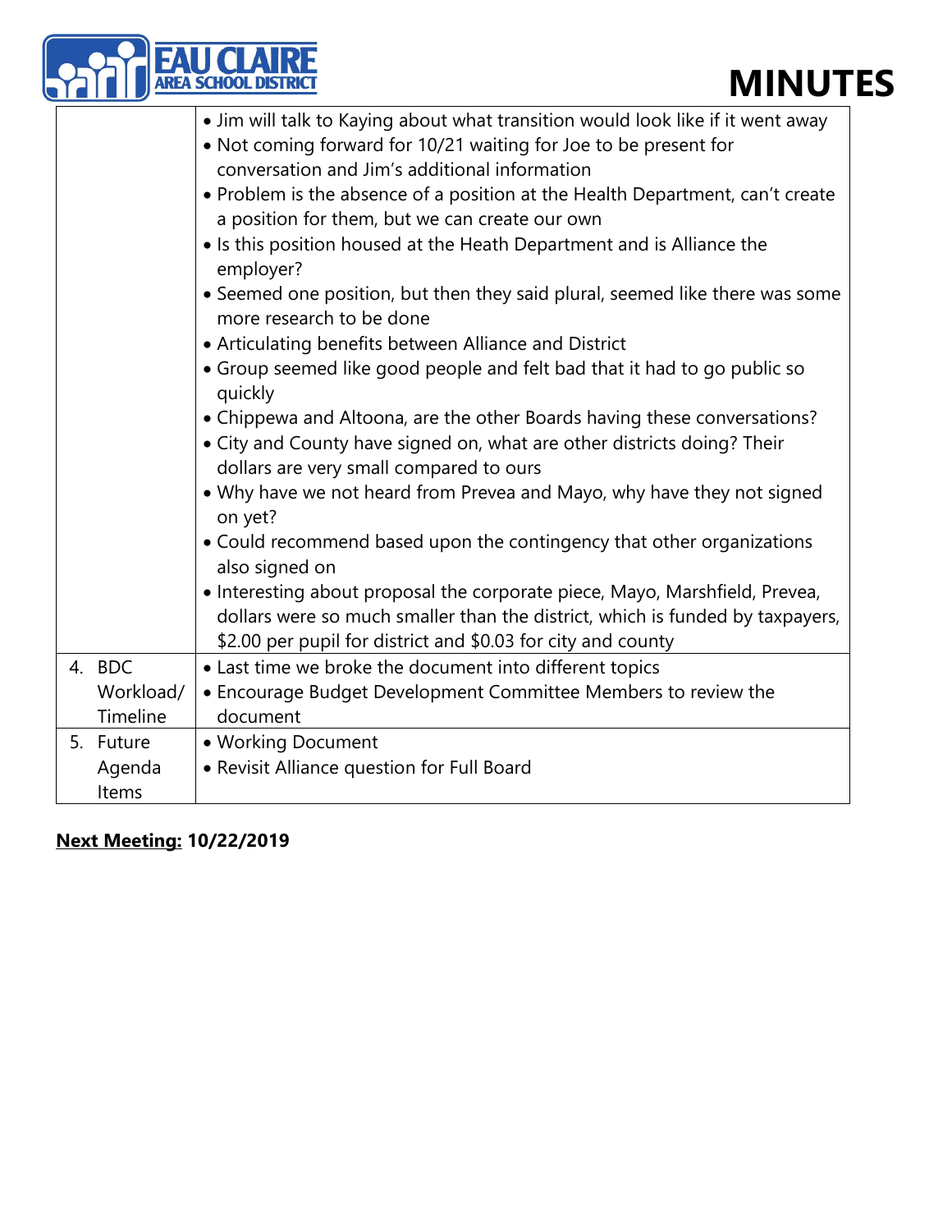| | |
|---|---|
| | • Jim will talk to Kaying about what transition would look like if it went away<br>• Not coming forward for 10/21 waiting for Joe to be present for conversation and Jim's additional information<br>• Problem is the absence of a position at the Health Department, can't create a position for them, but we can create our own<br>• Is this position housed at the Heath Department and is Alliance the employer?<br>• Seemed one position, but then they said plural, seemed like there was some more research to be done<br>• Articulating benefits between Alliance and District<br>• Group seemed like good people and felt bad that it had to go public so quickly<br>• Chippewa and Altoona, are the other Boards having these conversations?<br>• City and County have signed on, what are other districts doing? Their dollars are very small compared to ours<br>• Why have we not heard from Prevea and Mayo, why have they not signed on yet?<br>• Could recommend based upon the contingency that other organizations also signed on<br>• Interesting about proposal the corporate piece, Mayo, Marshfield, Prevea, dollars were so much smaller than the district, which is funded by taxpayers, $2.00 per pupil for district and $0.03 for city and county |
| 4. BDC Workload/ Timeline | • Last time we broke the document into different topics<br>• Encourage Budget Development Committee Members to review the document |
| 5. Future Agenda Items | • Working Document<br>• Revisit Alliance question for Full Board |

**Next Meeting: 10/22/2019**